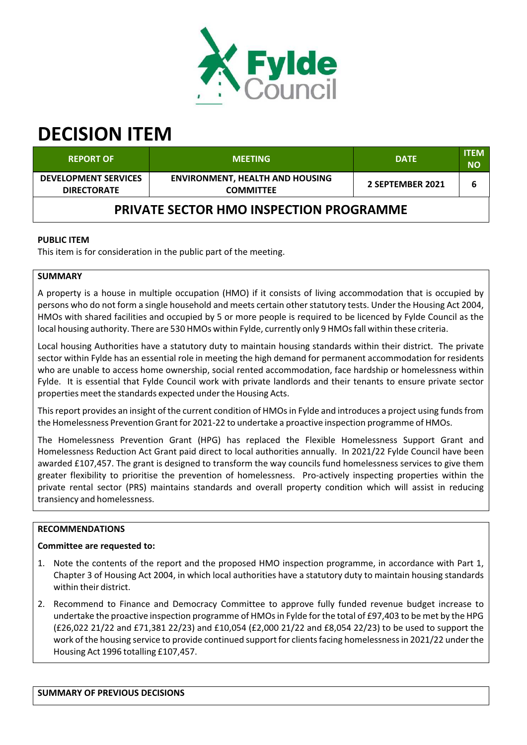# DECISION ITEM

| REPORT OF | MEETING | DATE | ITEM NO |
|---|---|---|---|
| DEVELOPMENT SERVICES DIRECTORATE | ENVIRONMENT, HEALTH AND HOUSING COMMITTEE | 2 SEPTEMBER 2021 | 6 |

## PRIVATE SECTOR HMO INSPECTION PROGRAMME

**PUBLIC ITEM**

This item is for consideration in the public part of the meeting.

**SUMMARY**

A property is a house in multiple occupation (HMO) if it consists of living accommodation that is occupied by persons who do not form a single household and meets certain other statutory tests. Under the Housing Act 2004, HMOs with shared facilities and occupied by 5 or more people is required to be licenced by Fylde Council as the local housing authority. There are 530 HMOs within Fylde, currently only 9 HMOs fall within these criteria.

Local housing Authorities have a statutory duty to maintain housing standards within their district. The private sector within Fylde has an essential role in meeting the high demand for permanent accommodation for residents who are unable to access home ownership, social rented accommodation, face hardship or homelessness within Fylde. It is essential that Fylde Council work with private landlords and their tenants to ensure private sector properties meet the standards expected under the Housing Acts.

This report provides an insight of the current condition of HMOs in Fylde and introduces a project using funds from the Homelessness Prevention Grant for 2021-22 to undertake a proactive inspection programme of HMOs.

The Homelessness Prevention Grant (HPG) has replaced the Flexible Homelessness Support Grant and Homelessness Reduction Act Grant paid direct to local authorities annually. In 2021/22 Fylde Council have been awarded £107,457. The grant is designed to transform the way councils fund homelessness services to give them greater flexibility to prioritise the prevention of homelessness. Pro-actively inspecting properties within the private rental sector (PRS) maintains standards and overall property condition which will assist in reducing transiency and homelessness.

**RECOMMENDATIONS**

**Committee are requested to:**

1. Note the contents of the report and the proposed HMO inspection programme, in accordance with Part 1, Chapter 3 of Housing Act 2004, in which local authorities have a statutory duty to maintain housing standards within their district.
2. Recommend to Finance and Democracy Committee to approve fully funded revenue budget increase to undertake the proactive inspection programme of HMOs in Fylde for the total of £97,403 to be met by the HPG (£26,022 21/22 and £71,381 22/23) and £10,054 (£2,000 21/22 and £8,054 22/23) to be used to support the work of the housing service to provide continued support for clients facing homelessness in 2021/22 under the Housing Act 1996 totalling £107,457.

**SUMMARY OF PREVIOUS DECISIONS**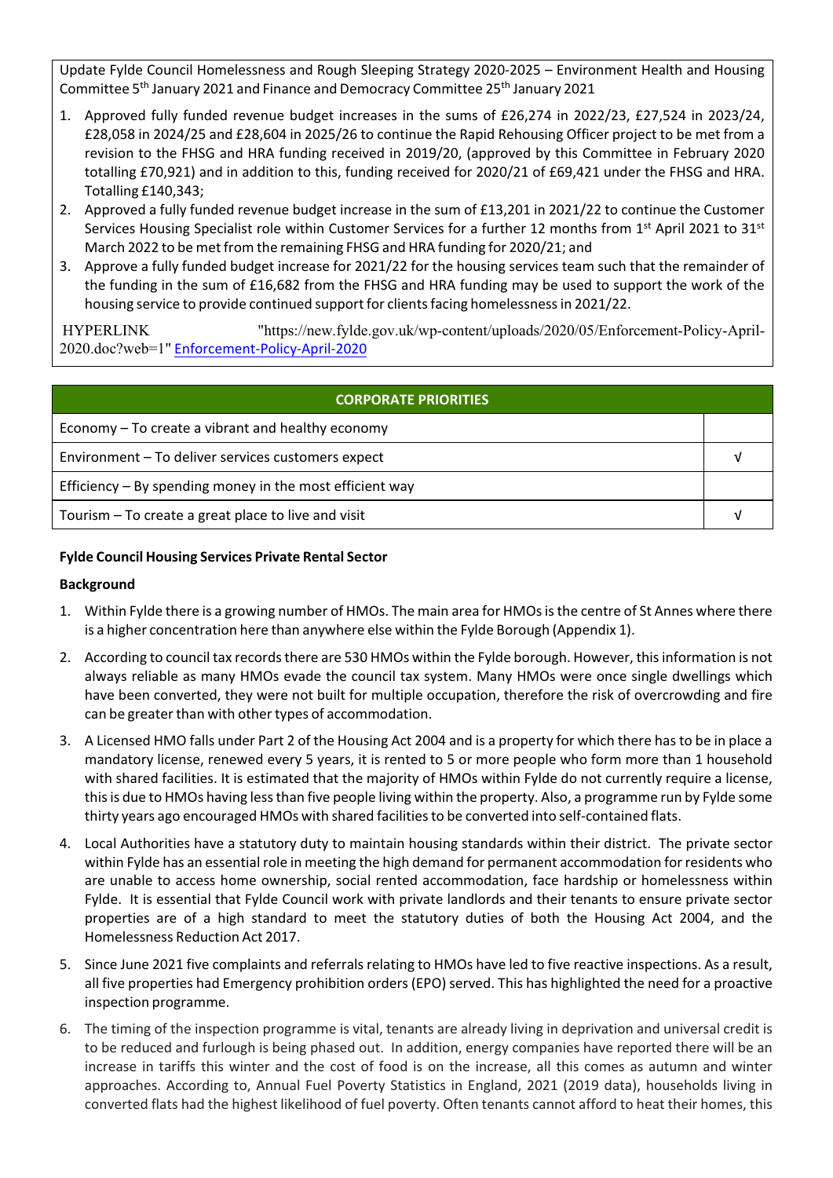Update Fylde Council Homelessness and Rough Sleeping Strategy 2020-2025 – Environment Health and Housing Committee 5th January 2021 and Finance and Democracy Committee 25th January 2021

1. Approved fully funded revenue budget increases in the sums of £26,274 in 2022/23, £27,524 in 2023/24, £28,058 in 2024/25 and £28,604 in 2025/26 to continue the Rapid Rehousing Officer project to be met from a revision to the FHSG and HRA funding received in 2019/20, (approved by this Committee in February 2020 totalling £70,921) and in addition to this, funding received for 2020/21 of £69,421 under the FHSG and HRA. Totalling £140,343;
2. Approved a fully funded revenue budget increase in the sum of £13,201 in 2021/22 to continue the Customer Services Housing Specialist role within Customer Services for a further 12 months from 1st April 2021 to 31st March 2022 to be met from the remaining FHSG and HRA funding for 2020/21; and
3. Approve a fully funded budget increase for 2021/22 for the housing services team such that the remainder of the funding in the sum of £16,682 from the FHSG and HRA funding may be used to support the work of the housing service to provide continued support for clients facing homelessness in 2021/22.

HYPERLINK "https://new.fylde.gov.uk/wp-content/uploads/2020/05/Enforcement-Policy-April-2020.doc?web=1" Enforcement-Policy-April-2020

| CORPORATE PRIORITIES | |
|---|---|
| Economy – To create a vibrant and healthy economy | |
| Environment – To deliver services customers expect | √ |
| Efficiency – By spending money in the most efficient way | |
| Tourism – To create a great place to live and visit | √ |

**Fylde Council Housing Services Private Rental Sector**

**Background**

1. Within Fylde there is a growing number of HMOs. The main area for HMOs is the centre of St Annes where there is a higher concentration here than anywhere else within the Fylde Borough (Appendix 1).
2. According to council tax records there are 530 HMOs within the Fylde borough. However, this information is not always reliable as many HMOs evade the council tax system. Many HMOs were once single dwellings which have been converted, they were not built for multiple occupation, therefore the risk of overcrowding and fire can be greater than with other types of accommodation.
3. A Licensed HMO falls under Part 2 of the Housing Act 2004 and is a property for which there has to be in place a mandatory license, renewed every 5 years, it is rented to 5 or more people who form more than 1 household with shared facilities. It is estimated that the majority of HMOs within Fylde do not currently require a license, this is due to HMOs having less than five people living within the property. Also, a programme run by Fylde some thirty years ago encouraged HMOs with shared facilities to be converted into self-contained flats.
4. Local Authorities have a statutory duty to maintain housing standards within their district. The private sector within Fylde has an essential role in meeting the high demand for permanent accommodation for residents who are unable to access home ownership, social rented accommodation, face hardship or homelessness within Fylde. It is essential that Fylde Council work with private landlords and their tenants to ensure private sector properties are of a high standard to meet the statutory duties of both the Housing Act 2004, and the Homelessness Reduction Act 2017.
5. Since June 2021 five complaints and referrals relating to HMOs have led to five reactive inspections. As a result, all five properties had Emergency prohibition orders (EPO) served. This has highlighted the need for a proactive inspection programme.
6. The timing of the inspection programme is vital, tenants are already living in deprivation and universal credit is to be reduced and furlough is being phased out. In addition, energy companies have reported there will be an increase in tariffs this winter and the cost of food is on the increase, all this comes as autumn and winter approaches. According to, Annual Fuel Poverty Statistics in England, 2021 (2019 data), households living in converted flats had the highest likelihood of fuel poverty. Often tenants cannot afford to heat their homes, this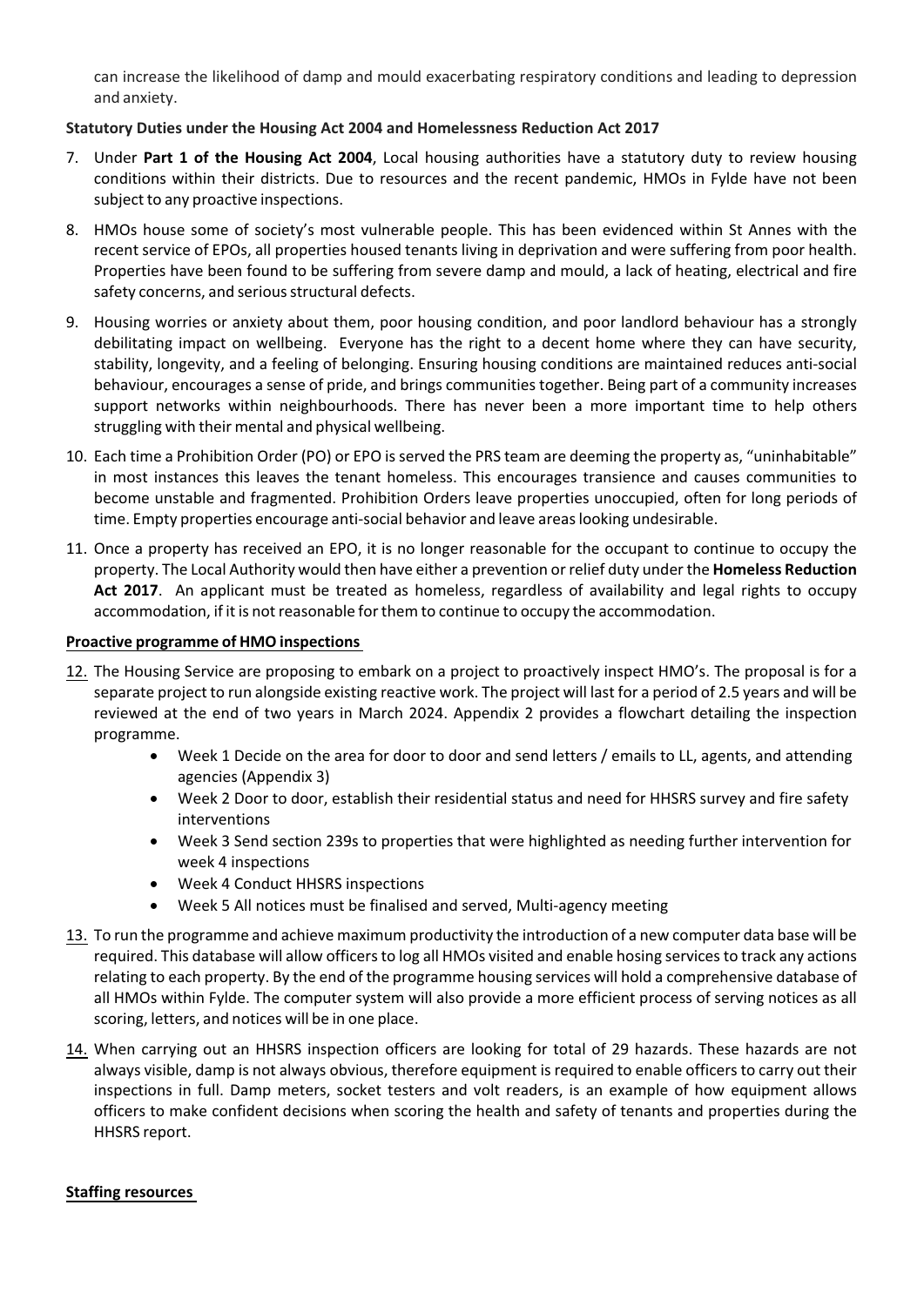can increase the likelihood of damp and mould exacerbating respiratory conditions and leading to depression and anxiety.

**Statutory Duties under the Housing Act 2004 and Homelessness Reduction Act 2017**

7. Under **Part 1 of the Housing Act 2004**, Local housing authorities have a statutory duty to review housing conditions within their districts. Due to resources and the recent pandemic, HMOs in Fylde have not been subject to any proactive inspections.

8. HMOs house some of society's most vulnerable people. This has been evidenced within St Annes with the recent service of EPOs, all properties housed tenants living in deprivation and were suffering from poor health. Properties have been found to be suffering from severe damp and mould, a lack of heating, electrical and fire safety concerns, and serious structural defects.

9. Housing worries or anxiety about them, poor housing condition, and poor landlord behaviour has a strongly debilitating impact on wellbeing. Everyone has the right to a decent home where they can have security, stability, longevity, and a feeling of belonging. Ensuring housing conditions are maintained reduces anti-social behaviour, encourages a sense of pride, and brings communities together. Being part of a community increases support networks within neighbourhoods. There has never been a more important time to help others struggling with their mental and physical wellbeing.

10. Each time a Prohibition Order (PO) or EPO is served the PRS team are deeming the property as, "uninhabitable" in most instances this leaves the tenant homeless. This encourages transience and causes communities to become unstable and fragmented. Prohibition Orders leave properties unoccupied, often for long periods of time. Empty properties encourage anti-social behavior and leave areas looking undesirable.

11. Once a property has received an EPO, it is no longer reasonable for the occupant to continue to occupy the property. The Local Authority would then have either a prevention or relief duty under the **Homeless Reduction Act 2017**. An applicant must be treated as homeless, regardless of availability and legal rights to occupy accommodation, if it is not reasonable for them to continue to occupy the accommodation.

**Proactive programme of HMO inspections**

12. The Housing Service are proposing to embark on a project to proactively inspect HMO's. The proposal is for a separate project to run alongside existing reactive work. The project will last for a period of 2.5 years and will be reviewed at the end of two years in March 2024. Appendix 2 provides a flowchart detailing the inspection programme.
    - Week 1 Decide on the area for door to door and send letters / emails to LL, agents, and attending agencies (Appendix 3)
    - Week 2 Door to door, establish their residential status and need for HHSRS survey and fire safety interventions
    - Week 3 Send section 239s to properties that were highlighted as needing further intervention for week 4 inspections
    - Week 4 Conduct HHSRS inspections
    - Week 5 All notices must be finalised and served, Multi-agency meeting

13. To run the programme and achieve maximum productivity the introduction of a new computer data base will be required. This database will allow officers to log all HMOs visited and enable hosing services to track any actions relating to each property. By the end of the programme housing services will hold a comprehensive database of all HMOs within Fylde. The computer system will also provide a more efficient process of serving notices as all scoring, letters, and notices will be in one place.

14. When carrying out an HHSRS inspection officers are looking for total of 29 hazards. These hazards are not always visible, damp is not always obvious, therefore equipment is required to enable officers to carry out their inspections in full. Damp meters, socket testers and volt readers, is an example of how equipment allows officers to make confident decisions when scoring the health and safety of tenants and properties during the HHSRS report.

**Staffing resources**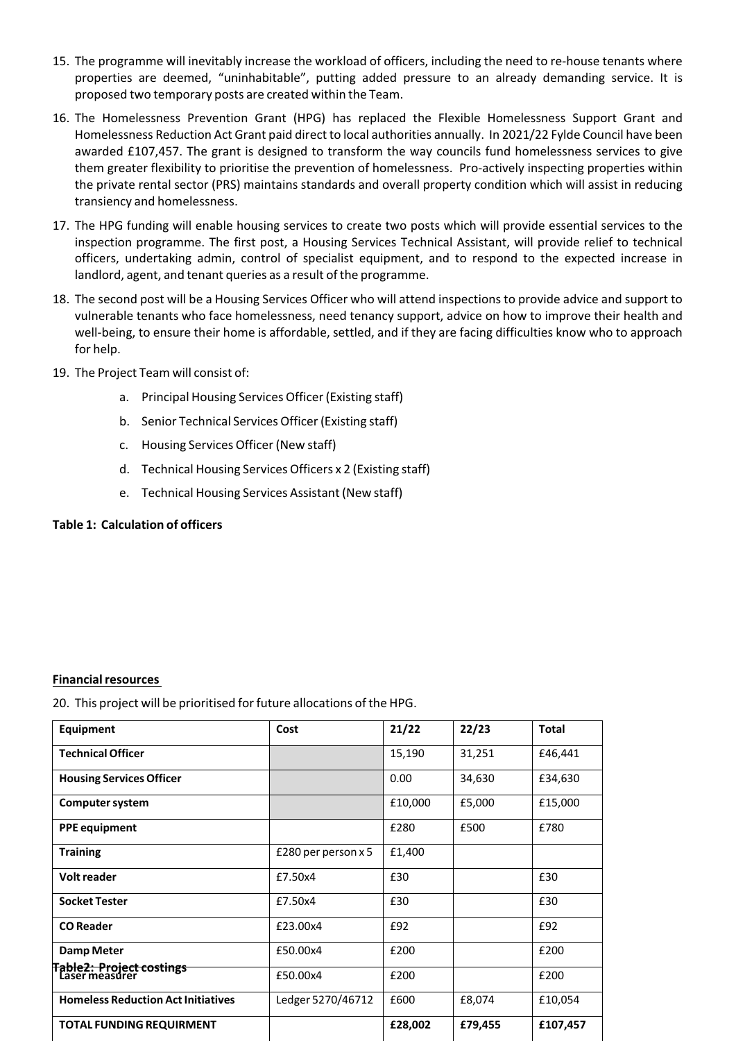15. The programme will inevitably increase the workload of officers, including the need to re-house tenants where properties are deemed, "uninhabitable", putting added pressure to an already demanding service. It is proposed two temporary posts are created within the Team.

16. The Homelessness Prevention Grant (HPG) has replaced the Flexible Homelessness Support Grant and Homelessness Reduction Act Grant paid direct to local authorities annually. In 2021/22 Fylde Council have been awarded £107,457. The grant is designed to transform the way councils fund homelessness services to give them greater flexibility to prioritise the prevention of homelessness. Pro-actively inspecting properties within the private rental sector (PRS) maintains standards and overall property condition which will assist in reducing transiency and homelessness.

17. The HPG funding will enable housing services to create two posts which will provide essential services to the inspection programme. The first post, a Housing Services Technical Assistant, will provide relief to technical officers, undertaking admin, control of specialist equipment, and to respond to the expected increase in landlord, agent, and tenant queries as a result of the programme.

18. The second post will be a Housing Services Officer who will attend inspections to provide advice and support to vulnerable tenants who face homelessness, need tenancy support, advice on how to improve their health and well-being, to ensure their home is affordable, settled, and if they are facing difficulties know who to approach for help.

19. The Project Team will consist of:

    a. Principal Housing Services Officer (Existing staff)
    b. Senior Technical Services Officer (Existing staff)
    c. Housing Services Officer (New staff)
    d. Technical Housing Services Officers x 2 (Existing staff)
    e. Technical Housing Services Assistant (New staff)

**Table 1: Calculation of officers**

**Financial resources**

20. This project will be prioritised for future allocations of the HPG.

**Table2: Project costings**

| Equipment | Cost | 21/22 | 22/23 | Total |
|---|---|---|---|---|
| **Technical Officer** | | 15,190 | 31,251 | £46,441 |
| **Housing Services Officer** | | 0.00 | 34,630 | £34,630 |
| **Computer system** | | £10,000 | £5,000 | £15,000 |
| **PPE equipment** | | £280 | £500 | £780 |
| **Training** | £280 per person x 5 | £1,400 | | |
| **Volt reader** | £7.50x4 | £30 | | £30 |
| **Socket Tester** | £7.50x4 | £30 | | £30 |
| **CO Reader** | £23.00x4 | £92 | | £92 |
| **Damp Meter** | £50.00x4 | £200 | | £200 |
| **Laser measurer** | £50.00x4 | £200 | | £200 |
| **Homeless Reduction Act Initiatives** | Ledger 5270/46712 | £600 | £8,074 | £10,054 |
| **TOTAL FUNDING REQUIRMENT** | | **£28,002** | **£79,455** | **£107,457** |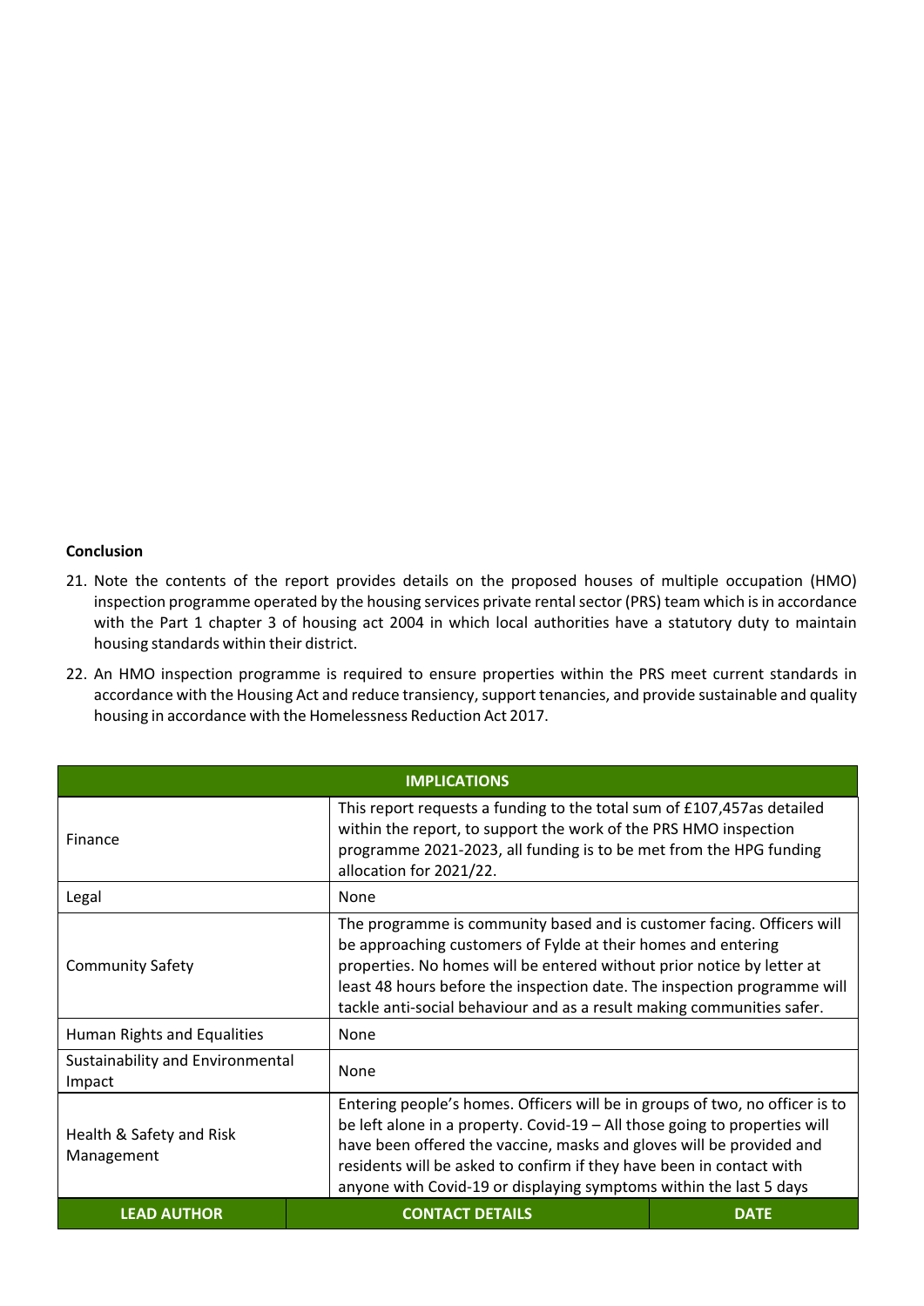**Conclusion**

21. Note the contents of the report provides details on the proposed houses of multiple occupation (HMO) inspection programme operated by the housing services private rental sector (PRS) team which is in accordance with the Part 1 chapter 3 of housing act 2004 in which local authorities have a statutory duty to maintain housing standards within their district.

22. An HMO inspection programme is required to ensure properties within the PRS meet current standards in accordance with the Housing Act and reduce transiency, support tenancies, and provide sustainable and quality housing in accordance with the Homelessness Reduction Act 2017.

| IMPLICATIONS | |
|---|---|
| Finance | This report requests a funding to the total sum of £107,457as detailed within the report, to support the work of the PRS HMO inspection programme 2021-2023, all funding is to be met from the HPG funding allocation for 2021/22. |
| Legal | None |
| Community Safety | The programme is community based and is customer facing. Officers will be approaching customers of Fylde at their homes and entering properties. No homes will be entered without prior notice by letter at least 48 hours before the inspection date. The inspection programme will tackle anti-social behaviour and as a result making communities safer. |
| Human Rights and Equalities | None |
| Sustainability and Environmental Impact | None |
| Health & Safety and Risk Management | Entering people's homes. Officers will be in groups of two, no officer is to be left alone in a property. Covid-19 – All those going to properties will have been offered the vaccine, masks and gloves will be provided and residents will be asked to confirm if they have been in contact with anyone with Covid-19 or displaying symptoms within the last 5 days |

| LEAD AUTHOR | CONTACT DETAILS | DATE |
|---|---|---|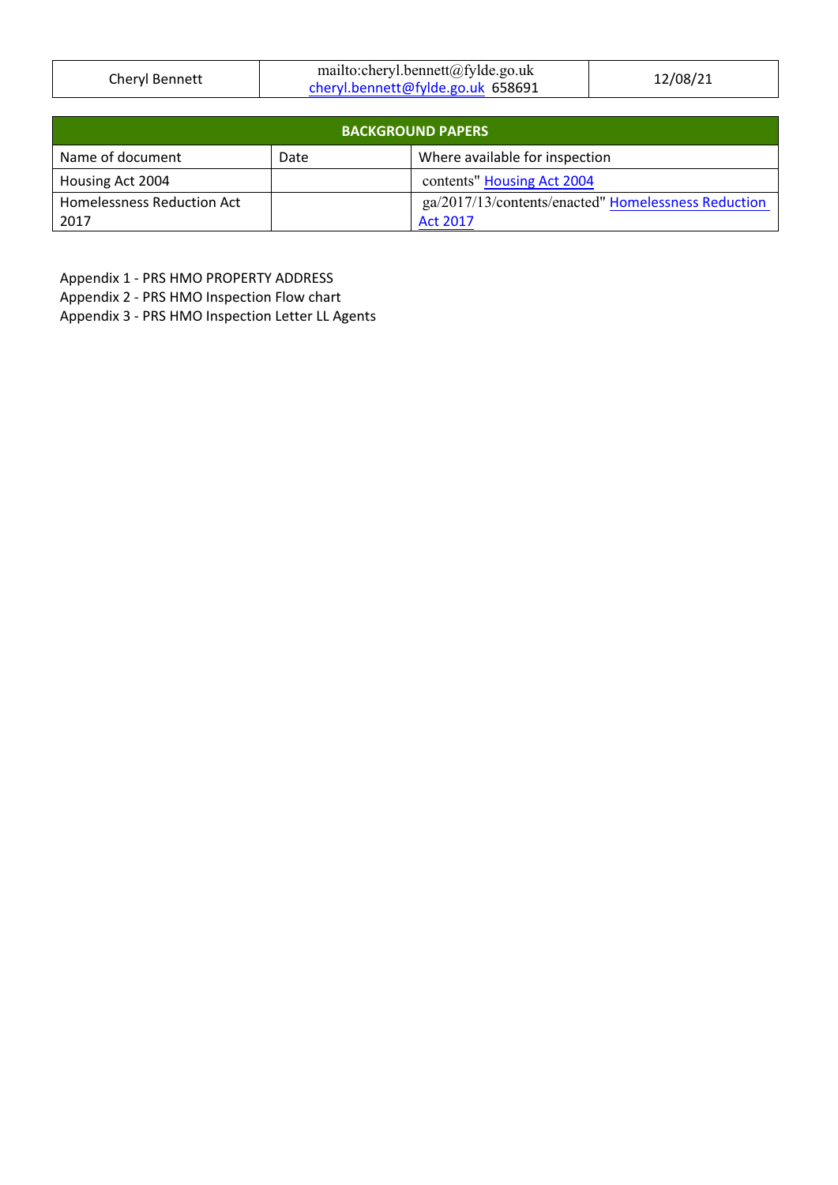| | | |
|---|---|---|
| Cheryl Bennett | mailto:cheryl.bennett@fylde.go.uk cheryl.bennett@fylde.go.uk 658691 | 12/08/21 |

| BACKGROUND PAPERS | | |
|---|---|---|
| Name of document | Date | Where available for inspection |
| Housing Act 2004 | | contents" Housing Act 2004 |
| Homelessness Reduction Act 2017 | | ga/2017/13/contents/enacted" Homelessness Reduction Act 2017 |

Appendix 1 - PRS HMO PROPERTY ADDRESS
Appendix 2 - PRS HMO Inspection Flow chart
Appendix 3 - PRS HMO Inspection Letter LL Agents